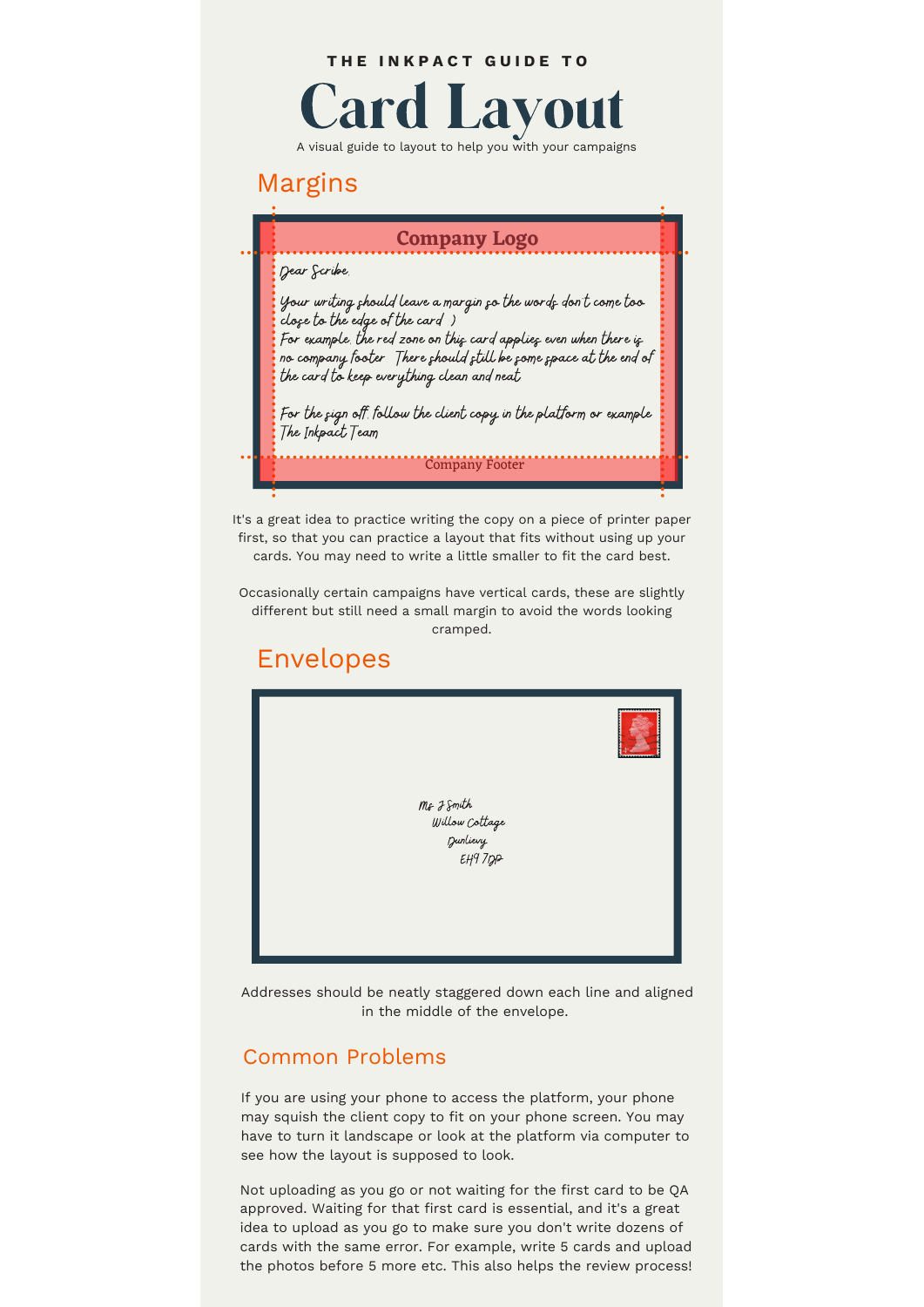THE INKPACT GUIDE TO

# Card Layout

A visual guide to layout to help you with your campaigns

## Margins

Company Logo

Dear Scribe,

Your writing should leave a margin so the words don't come too close to the edge of the card :)
For example, the red zone on this card applies even when there is no company footer. There should still be some space at the end of the card to keep everything clean and neat.

For the sign off, follow the client copy in the platform or example
The Inkpact Team

Company Footer

It's a great idea to practice writing the copy on a piece of printer paper first, so that you can practice a layout that fits without using up your cards. You may need to write a little smaller to fit the card best.

Occasionally certain campaigns have vertical cards, these are slightly different but still need a small margin to avoid the words looking cramped.

## Envelopes

Ms J Smith
Willow Cottage
Dunlievy
EH9 7DP

Addresses should be neatly staggered down each line and aligned in the middle of the envelope.

## Common Problems

If you are using your phone to access the platform, your phone may squish the client copy to fit on your phone screen. You may have to turn it landscape or look at the platform via computer to see how the layout is supposed to look.

Not uploading as you go or not waiting for the first card to be QA approved. Waiting for that first card is essential, and it's a great idea to upload as you go to make sure you don't write dozens of cards with the same error. For example, write 5 cards and upload the photos before 5 more etc. This also helps the review process!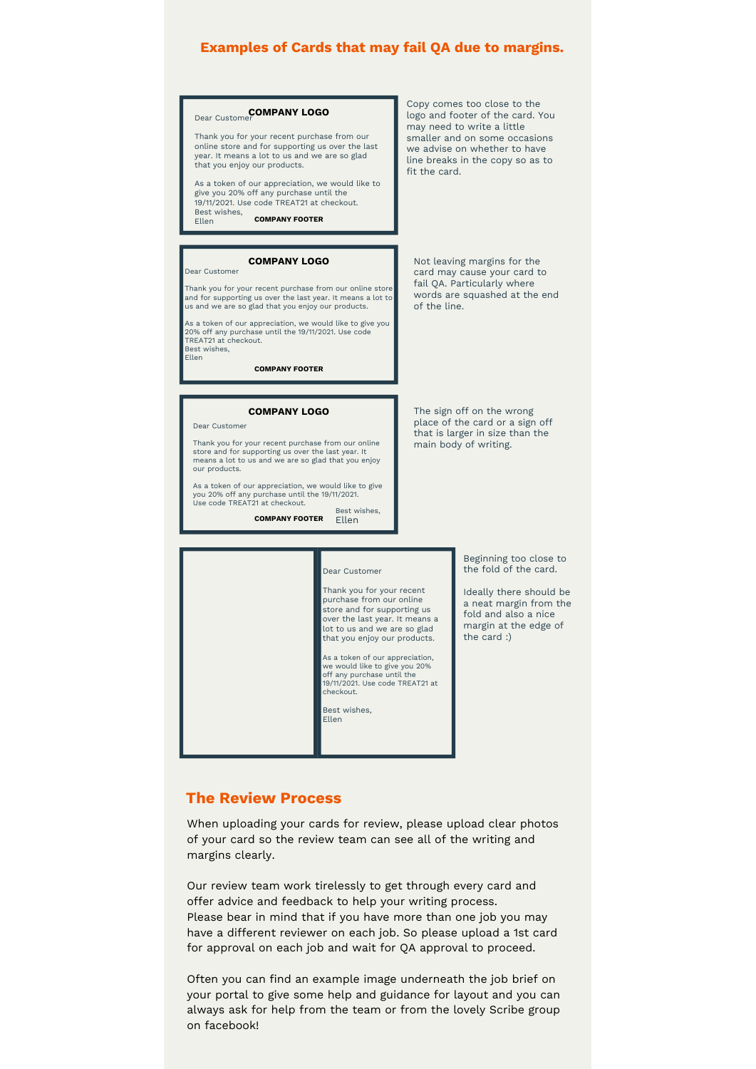## Examples of Cards that may fail QA due to margins.

Dear Customer **COMPANY LOGO**

Thank you for your recent purchase from our online store and for supporting us over the last year. It means a lot to us and we are so glad that you enjoy our products.

As a token of our appreciation, we would like to give you 20% off any purchase until the 19/11/2021. Use code TREAT21 at checkout.
Best wishes,
Ellen **COMPANY FOOTER**

Copy comes too close to the logo and footer of the card. You may need to write a little smaller and on some occasions we advise on whether to have line breaks in the copy so as to fit the card.

**COMPANY LOGO**

Dear Customer

Thank you for your recent purchase from our online store and for supporting us over the last year. It means a lot to us and we are so glad that you enjoy our products.

As a token of our appreciation, we would like to give you 20% off any purchase until the 19/11/2021. Use code TREAT21 at checkout.
Best wishes,
Ellen

**COMPANY FOOTER**

Not leaving margins for the card may cause your card to fail QA. Particularly where words are squashed at the end of the line.

**COMPANY LOGO**

Dear Customer

Thank you for your recent purchase from our online store and for supporting us over the last year. It means a lot to us and we are so glad that you enjoy our products.

As a token of our appreciation, we would like to give you 20% off any purchase until the 19/11/2021. Use code TREAT21 at checkout.

**COMPANY FOOTER** Best wishes,
Ellen

The sign off on the wrong place of the card or a sign off that is larger in size than the main body of writing.

Dear Customer

Thank you for your recent purchase from our online store and for supporting us over the last year. It means a lot to us and we are so glad that you enjoy our products.

As a token of our appreciation, we would like to give you 20% off any purchase until the 19/11/2021. Use code TREAT21 at checkout.

Best wishes,
Ellen

Beginning too close to the fold of the card.

Ideally there should be a neat margin from the fold and also a nice margin at the edge of the card :)

## The Review Process

When uploading your cards for review, please upload clear photos of your card so the review team can see all of the writing and margins clearly.

Our review team work tirelessly to get through every card and offer advice and feedback to help your writing process.
Please bear in mind that if you have more than one job you may have a different reviewer on each job. So please upload a 1st card for approval on each job and wait for QA approval to proceed.

Often you can find an example image underneath the job brief on your portal to give some help and guidance for layout and you can always ask for help from the team or from the lovely Scribe group on facebook!